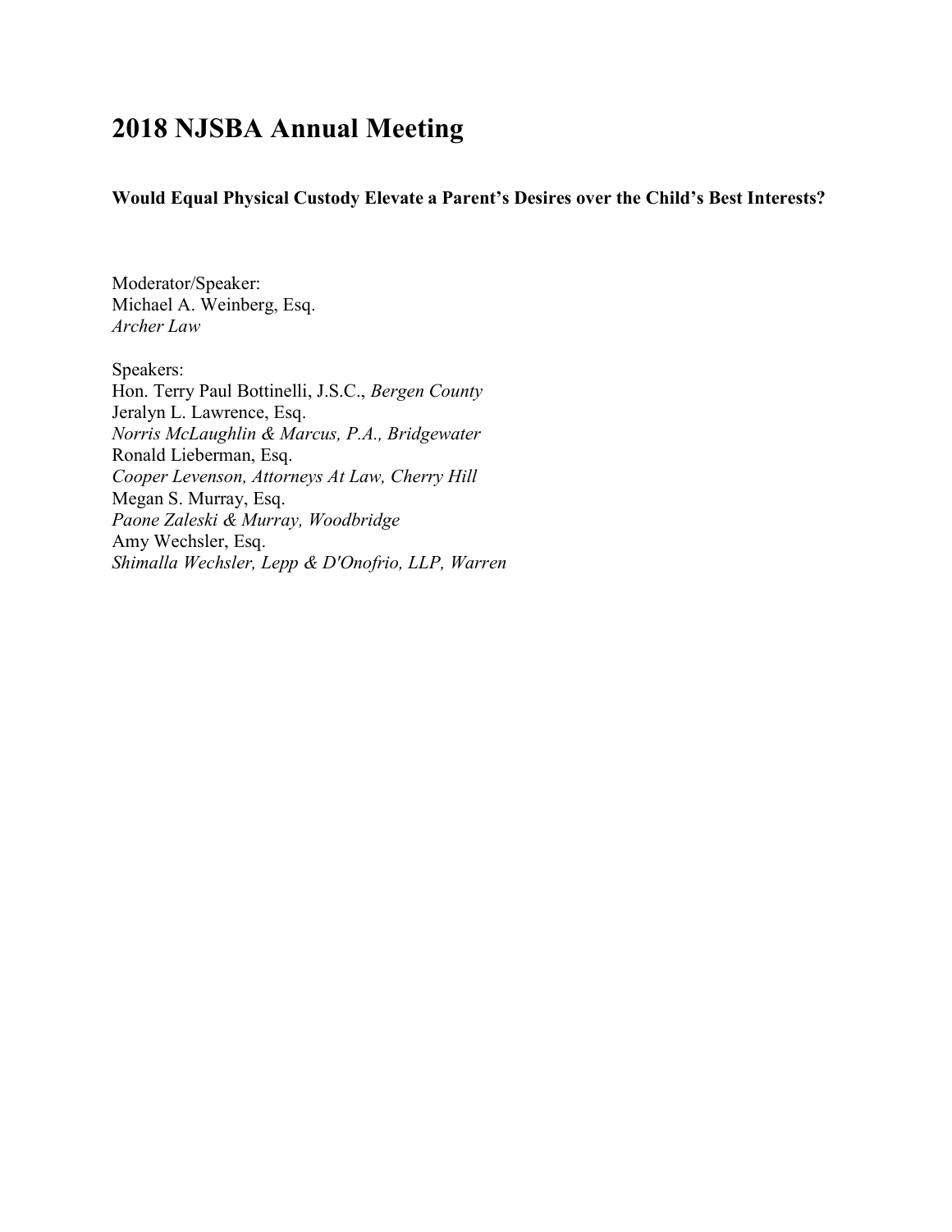# 2018 NJSBA Annual Meeting

**Would Equal Physical Custody Elevate a Parent's Desires over the Child's Best Interests?**

Moderator/Speaker:
Michael A. Weinberg, Esq.
*Archer Law*

Speakers:
Hon. Terry Paul Bottinelli, J.S.C., *Bergen County*
Jeralyn L. Lawrence, Esq.
*Norris McLaughlin & Marcus, P.A., Bridgewater*
Ronald Lieberman, Esq.
*Cooper Levenson, Attorneys At Law, Cherry Hill*
Megan S. Murray, Esq.
*Paone Zaleski & Murray, Woodbridge*
Amy Wechsler, Esq.
*Shimalla Wechsler, Lepp & D'Onofrio, LLP, Warren*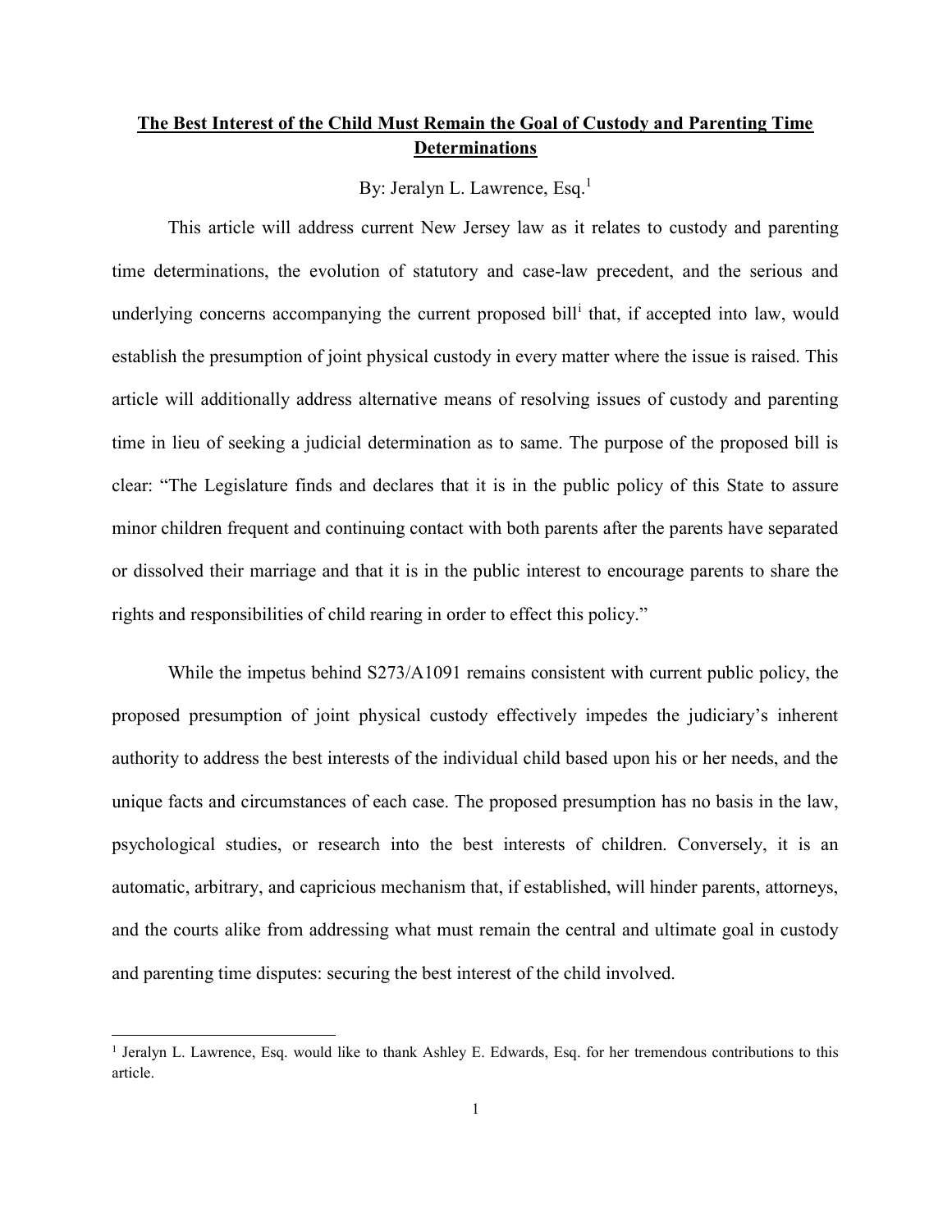**The Best Interest of the Child Must Remain the Goal of Custody and Parenting Time Determinations**

By: Jeralyn L. Lawrence, Esq.[1]

This article will address current New Jersey law as it relates to custody and parenting time determinations, the evolution of statutory and case-law precedent, and the serious and underlying concerns accompanying the current proposed bill[i] that, if accepted into law, would establish the presumption of joint physical custody in every matter where the issue is raised. This article will additionally address alternative means of resolving issues of custody and parenting time in lieu of seeking a judicial determination as to same. The purpose of the proposed bill is clear: "The Legislature finds and declares that it is in the public policy of this State to assure minor children frequent and continuing contact with both parents after the parents have separated or dissolved their marriage and that it is in the public interest to encourage parents to share the rights and responsibilities of child rearing in order to effect this policy."

While the impetus behind S273/A1091 remains consistent with current public policy, the proposed presumption of joint physical custody effectively impedes the judiciary's inherent authority to address the best interests of the individual child based upon his or her needs, and the unique facts and circumstances of each case. The proposed presumption has no basis in the law, psychological studies, or research into the best interests of children. Conversely, it is an automatic, arbitrary, and capricious mechanism that, if established, will hinder parents, attorneys, and the courts alike from addressing what must remain the central and ultimate goal in custody and parenting time disputes: securing the best interest of the child involved.

---

[1] Jeralyn L. Lawrence, Esq. would like to thank Ashley E. Edwards, Esq. for her tremendous contributions to this article.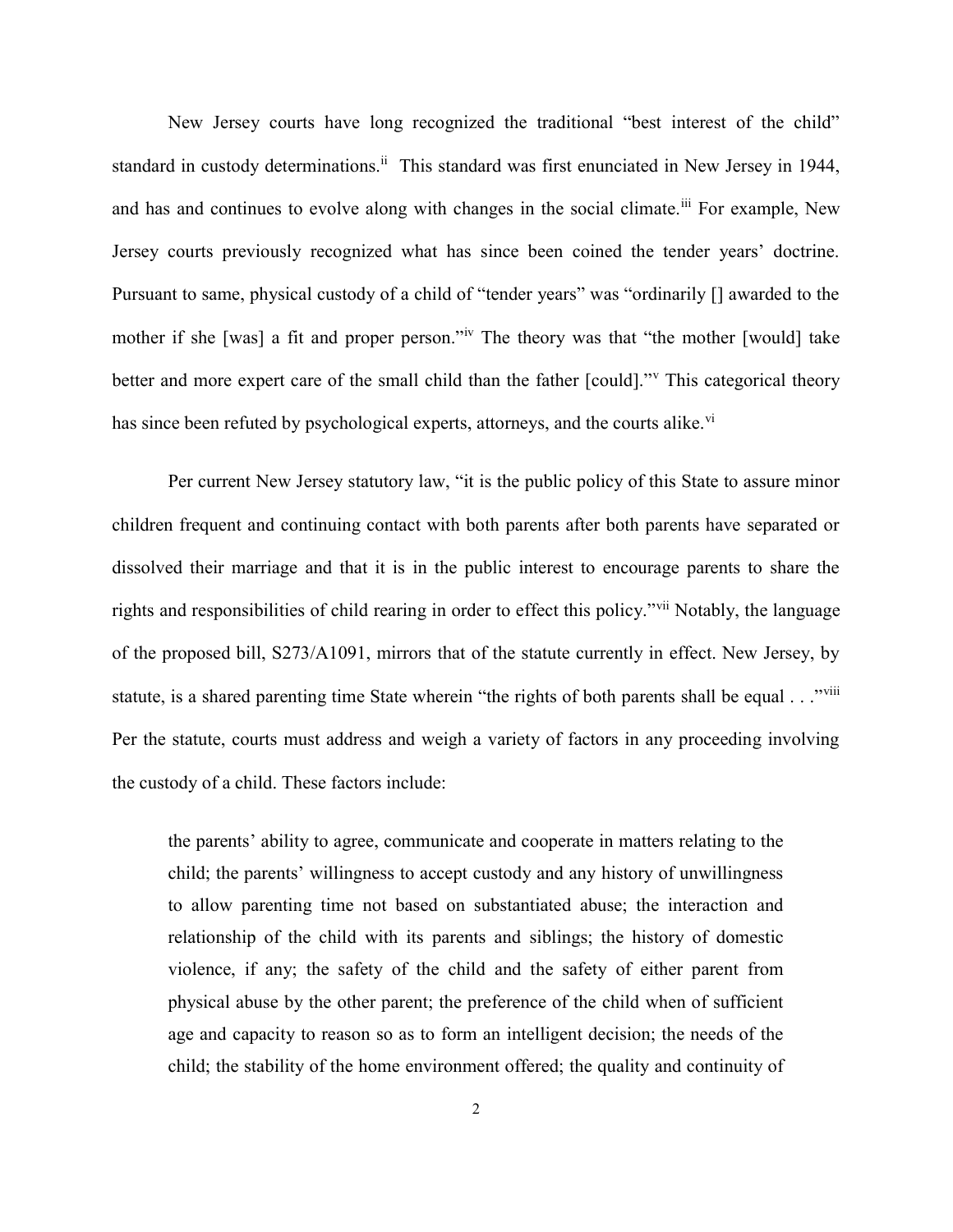New Jersey courts have long recognized the traditional "best interest of the child" standard in custody determinations.[ii] This standard was first enunciated in New Jersey in 1944, and has and continues to evolve along with changes in the social climate.[iii] For example, New Jersey courts previously recognized what has since been coined the tender years' doctrine. Pursuant to same, physical custody of a child of "tender years" was "ordinarily [] awarded to the mother if she [was] a fit and proper person."[iv] The theory was that "the mother [would] take better and more expert care of the small child than the father [could]."[v] This categorical theory has since been refuted by psychological experts, attorneys, and the courts alike.[vi]

Per current New Jersey statutory law, "it is the public policy of this State to assure minor children frequent and continuing contact with both parents after both parents have separated or dissolved their marriage and that it is in the public interest to encourage parents to share the rights and responsibilities of child rearing in order to effect this policy."[vii] Notably, the language of the proposed bill, S273/A1091, mirrors that of the statute currently in effect. New Jersey, by statute, is a shared parenting time State wherein "the rights of both parents shall be equal . . ."[viii] Per the statute, courts must address and weigh a variety of factors in any proceeding involving the custody of a child. These factors include:

> the parents' ability to agree, communicate and cooperate in matters relating to the child; the parents' willingness to accept custody and any history of unwillingness to allow parenting time not based on substantiated abuse; the interaction and relationship of the child with its parents and siblings; the history of domestic violence, if any; the safety of the child and the safety of either parent from physical abuse by the other parent; the preference of the child when of sufficient age and capacity to reason so as to form an intelligent decision; the needs of the child; the stability of the home environment offered; the quality and continuity of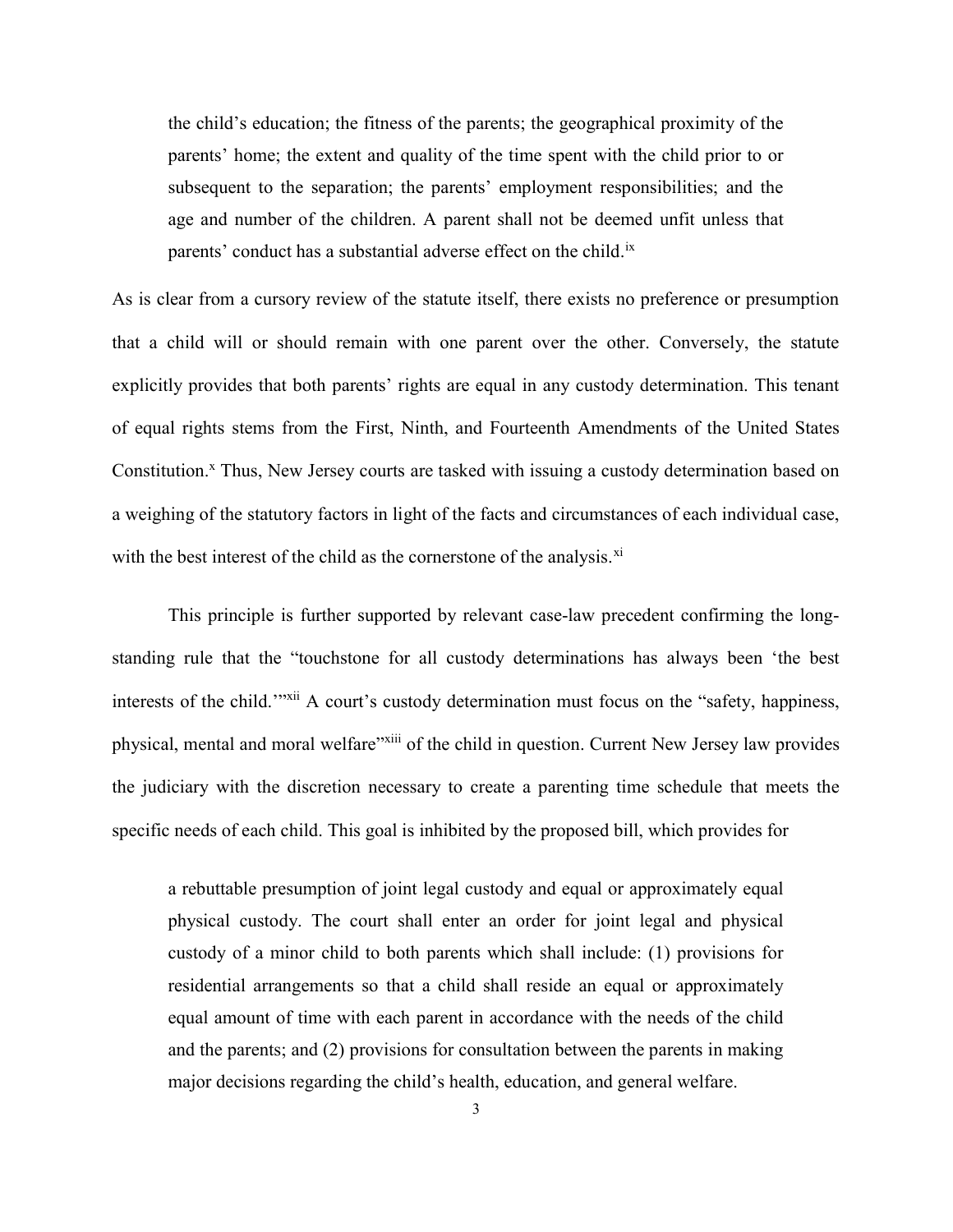> the child's education; the fitness of the parents; the geographical proximity of the parents' home; the extent and quality of the time spent with the child prior to or subsequent to the separation; the parents' employment responsibilities; and the age and number of the children. A parent shall not be deemed unfit unless that parents' conduct has a substantial adverse effect on the child.[ix]

As is clear from a cursory review of the statute itself, there exists no preference or presumption that a child will or should remain with one parent over the other. Conversely, the statute explicitly provides that both parents' rights are equal in any custody determination. This tenant of equal rights stems from the First, Ninth, and Fourteenth Amendments of the United States Constitution.[x] Thus, New Jersey courts are tasked with issuing a custody determination based on a weighing of the statutory factors in light of the facts and circumstances of each individual case, with the best interest of the child as the cornerstone of the analysis.[xi]

This principle is further supported by relevant case-law precedent confirming the long-standing rule that the "touchstone for all custody determinations has always been 'the best interests of the child.'"[xii] A court's custody determination must focus on the "safety, happiness, physical, mental and moral welfare"[xiii] of the child in question. Current New Jersey law provides the judiciary with the discretion necessary to create a parenting time schedule that meets the specific needs of each child. This goal is inhibited by the proposed bill, which provides for

> a rebuttable presumption of joint legal custody and equal or approximately equal physical custody. The court shall enter an order for joint legal and physical custody of a minor child to both parents which shall include: (1) provisions for residential arrangements so that a child shall reside an equal or approximately equal amount of time with each parent in accordance with the needs of the child and the parents; and (2) provisions for consultation between the parents in making major decisions regarding the child's health, education, and general welfare.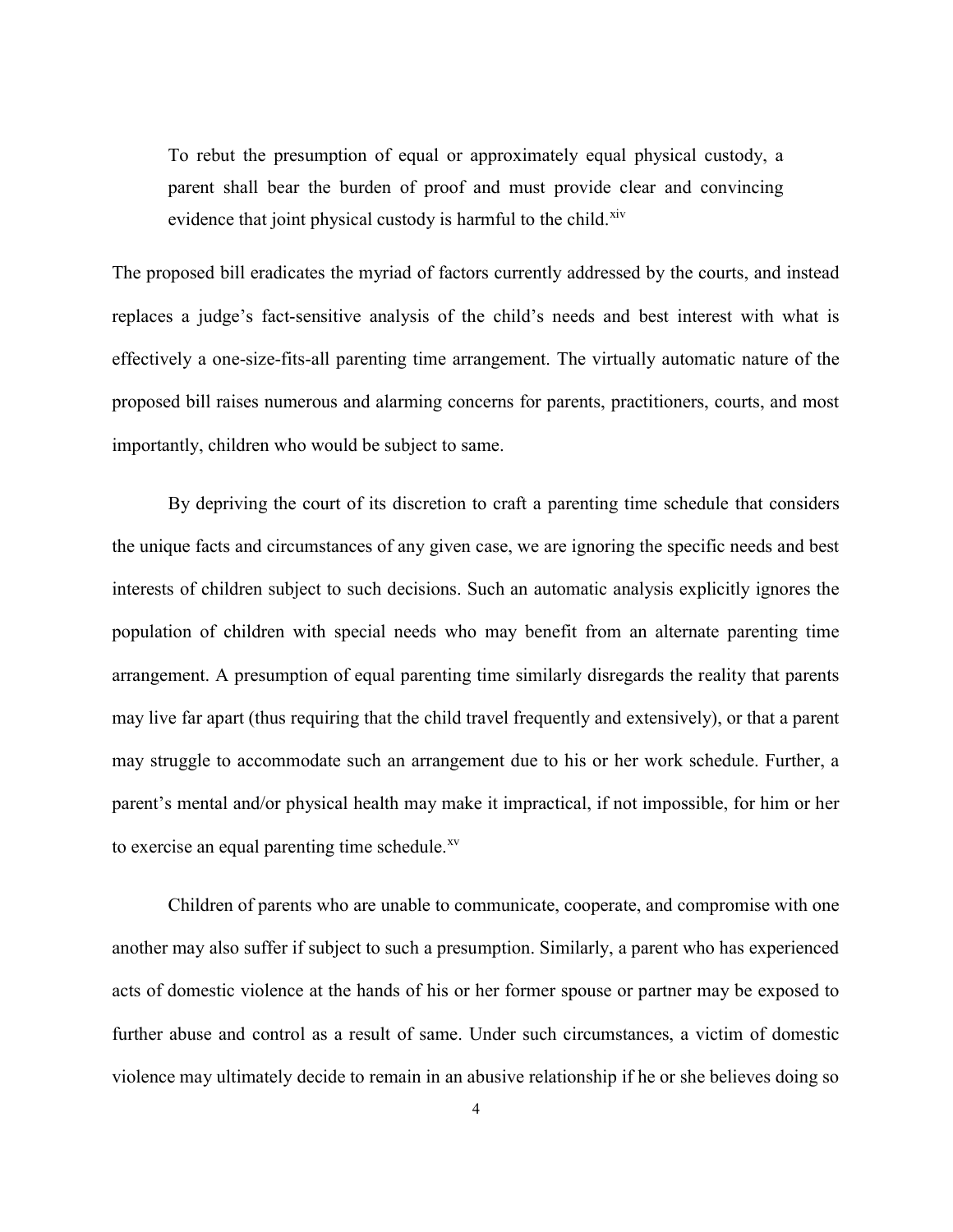> To rebut the presumption of equal or approximately equal physical custody, a parent shall bear the burden of proof and must provide clear and convincing evidence that joint physical custody is harmful to the child.[xiv]

The proposed bill eradicates the myriad of factors currently addressed by the courts, and instead replaces a judge's fact-sensitive analysis of the child's needs and best interest with what is effectively a one-size-fits-all parenting time arrangement. The virtually automatic nature of the proposed bill raises numerous and alarming concerns for parents, practitioners, courts, and most importantly, children who would be subject to same.

By depriving the court of its discretion to craft a parenting time schedule that considers the unique facts and circumstances of any given case, we are ignoring the specific needs and best interests of children subject to such decisions. Such an automatic analysis explicitly ignores the population of children with special needs who may benefit from an alternate parenting time arrangement. A presumption of equal parenting time similarly disregards the reality that parents may live far apart (thus requiring that the child travel frequently and extensively), or that a parent may struggle to accommodate such an arrangement due to his or her work schedule. Further, a parent's mental and/or physical health may make it impractical, if not impossible, for him or her to exercise an equal parenting time schedule.[xv]

Children of parents who are unable to communicate, cooperate, and compromise with one another may also suffer if subject to such a presumption. Similarly, a parent who has experienced acts of domestic violence at the hands of his or her former spouse or partner may be exposed to further abuse and control as a result of same. Under such circumstances, a victim of domestic violence may ultimately decide to remain in an abusive relationship if he or she believes doing so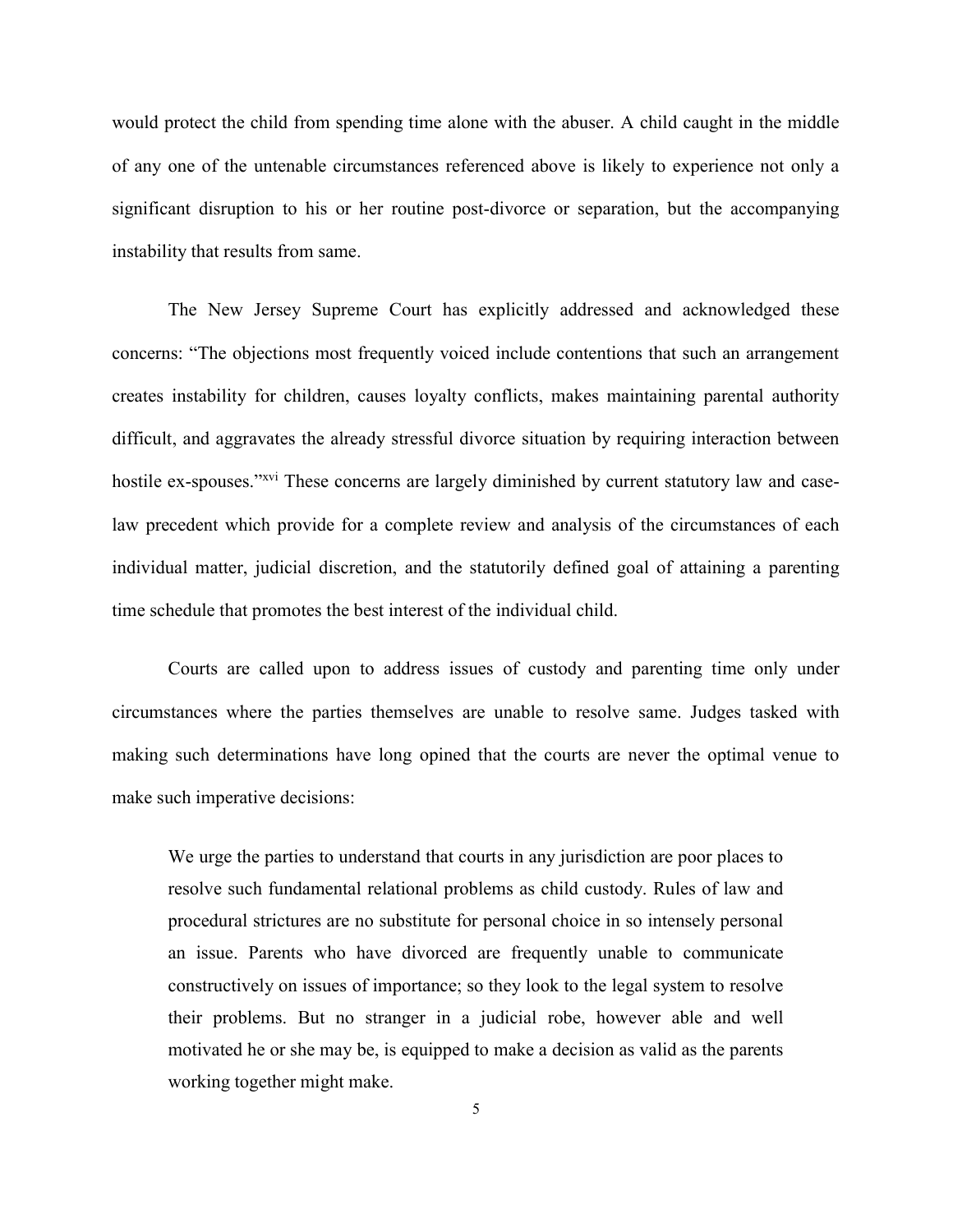would protect the child from spending time alone with the abuser. A child caught in the middle of any one of the untenable circumstances referenced above is likely to experience not only a significant disruption to his or her routine post-divorce or separation, but the accompanying instability that results from same.

The New Jersey Supreme Court has explicitly addressed and acknowledged these concerns: "The objections most frequently voiced include contentions that such an arrangement creates instability for children, causes loyalty conflicts, makes maintaining parental authority difficult, and aggravates the already stressful divorce situation by requiring interaction between hostile ex-spouses."[xvi] These concerns are largely diminished by current statutory law and case-law precedent which provide for a complete review and analysis of the circumstances of each individual matter, judicial discretion, and the statutorily defined goal of attaining a parenting time schedule that promotes the best interest of the individual child.

Courts are called upon to address issues of custody and parenting time only under circumstances where the parties themselves are unable to resolve same. Judges tasked with making such determinations have long opined that the courts are never the optimal venue to make such imperative decisions:

> We urge the parties to understand that courts in any jurisdiction are poor places to resolve such fundamental relational problems as child custody. Rules of law and procedural strictures are no substitute for personal choice in so intensely personal an issue. Parents who have divorced are frequently unable to communicate constructively on issues of importance; so they look to the legal system to resolve their problems. But no stranger in a judicial robe, however able and well motivated he or she may be, is equipped to make a decision as valid as the parents working together might make.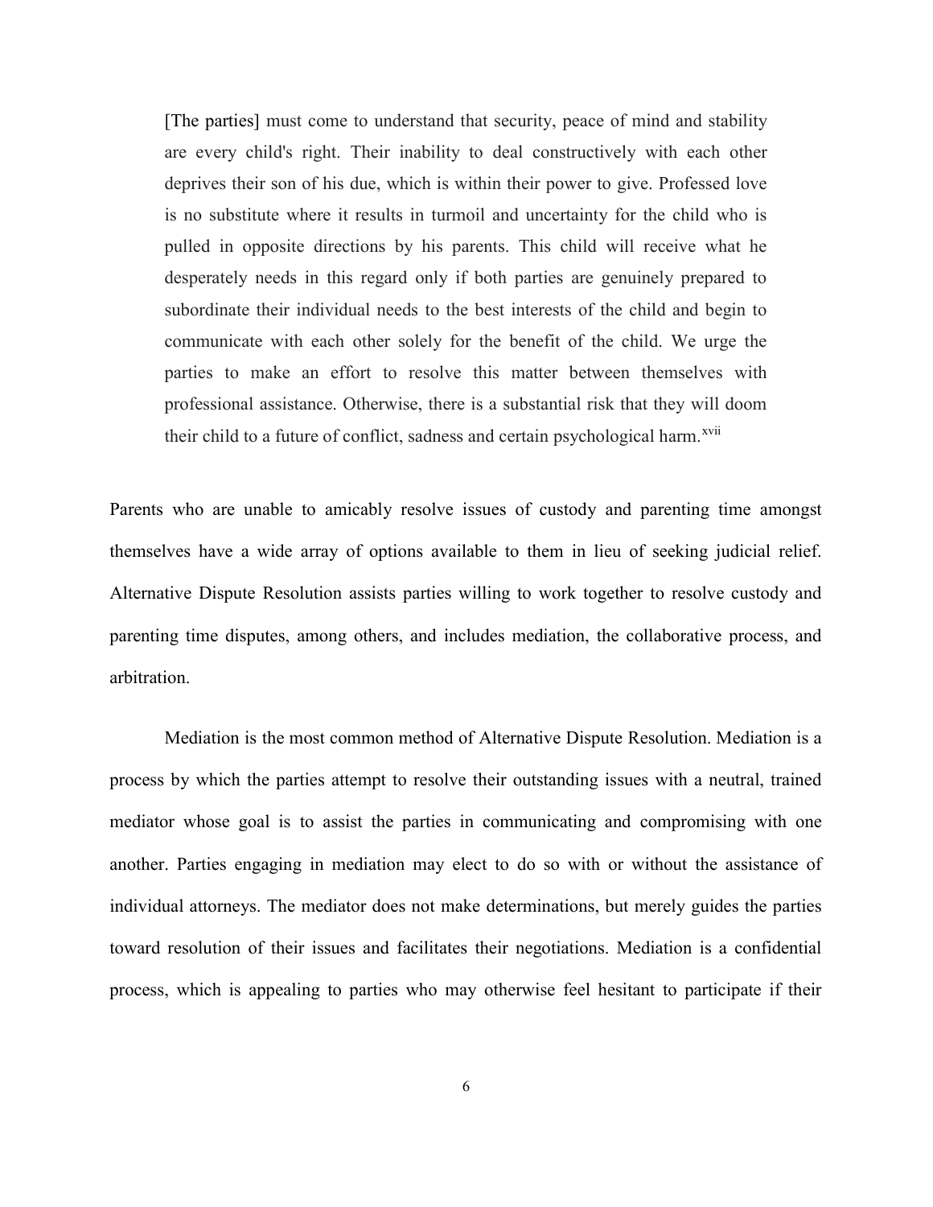> [The parties] must come to understand that security, peace of mind and stability are every child's right. Their inability to deal constructively with each other deprives their son of his due, which is within their power to give. Professed love is no substitute where it results in turmoil and uncertainty for the child who is pulled in opposite directions by his parents. This child will receive what he desperately needs in this regard only if both parties are genuinely prepared to subordinate their individual needs to the best interests of the child and begin to communicate with each other solely for the benefit of the child. We urge the parties to make an effort to resolve this matter between themselves with professional assistance. Otherwise, there is a substantial risk that they will doom their child to a future of conflict, sadness and certain psychological harm.[xvii]

Parents who are unable to amicably resolve issues of custody and parenting time amongst themselves have a wide array of options available to them in lieu of seeking judicial relief. Alternative Dispute Resolution assists parties willing to work together to resolve custody and parenting time disputes, among others, and includes mediation, the collaborative process, and arbitration.

Mediation is the most common method of Alternative Dispute Resolution. Mediation is a process by which the parties attempt to resolve their outstanding issues with a neutral, trained mediator whose goal is to assist the parties in communicating and compromising with one another. Parties engaging in mediation may elect to do so with or without the assistance of individual attorneys. The mediator does not make determinations, but merely guides the parties toward resolution of their issues and facilitates their negotiations. Mediation is a confidential process, which is appealing to parties who may otherwise feel hesitant to participate if their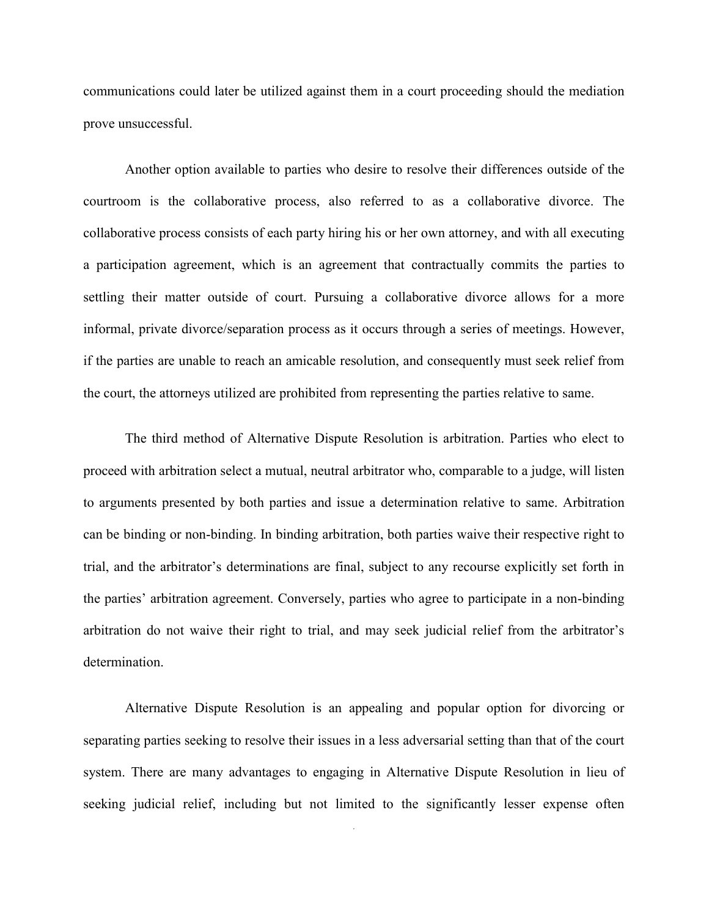communications could later be utilized against them in a court proceeding should the mediation prove unsuccessful.

Another option available to parties who desire to resolve their differences outside of the courtroom is the collaborative process, also referred to as a collaborative divorce. The collaborative process consists of each party hiring his or her own attorney, and with all executing a participation agreement, which is an agreement that contractually commits the parties to settling their matter outside of court. Pursuing a collaborative divorce allows for a more informal, private divorce/separation process as it occurs through a series of meetings. However, if the parties are unable to reach an amicable resolution, and consequently must seek relief from the court, the attorneys utilized are prohibited from representing the parties relative to same.

The third method of Alternative Dispute Resolution is arbitration. Parties who elect to proceed with arbitration select a mutual, neutral arbitrator who, comparable to a judge, will listen to arguments presented by both parties and issue a determination relative to same. Arbitration can be binding or non-binding. In binding arbitration, both parties waive their respective right to trial, and the arbitrator's determinations are final, subject to any recourse explicitly set forth in the parties' arbitration agreement. Conversely, parties who agree to participate in a non-binding arbitration do not waive their right to trial, and may seek judicial relief from the arbitrator's determination.

Alternative Dispute Resolution is an appealing and popular option for divorcing or separating parties seeking to resolve their issues in a less adversarial setting than that of the court system. There are many advantages to engaging in Alternative Dispute Resolution in lieu of seeking judicial relief, including but not limited to the significantly lesser expense often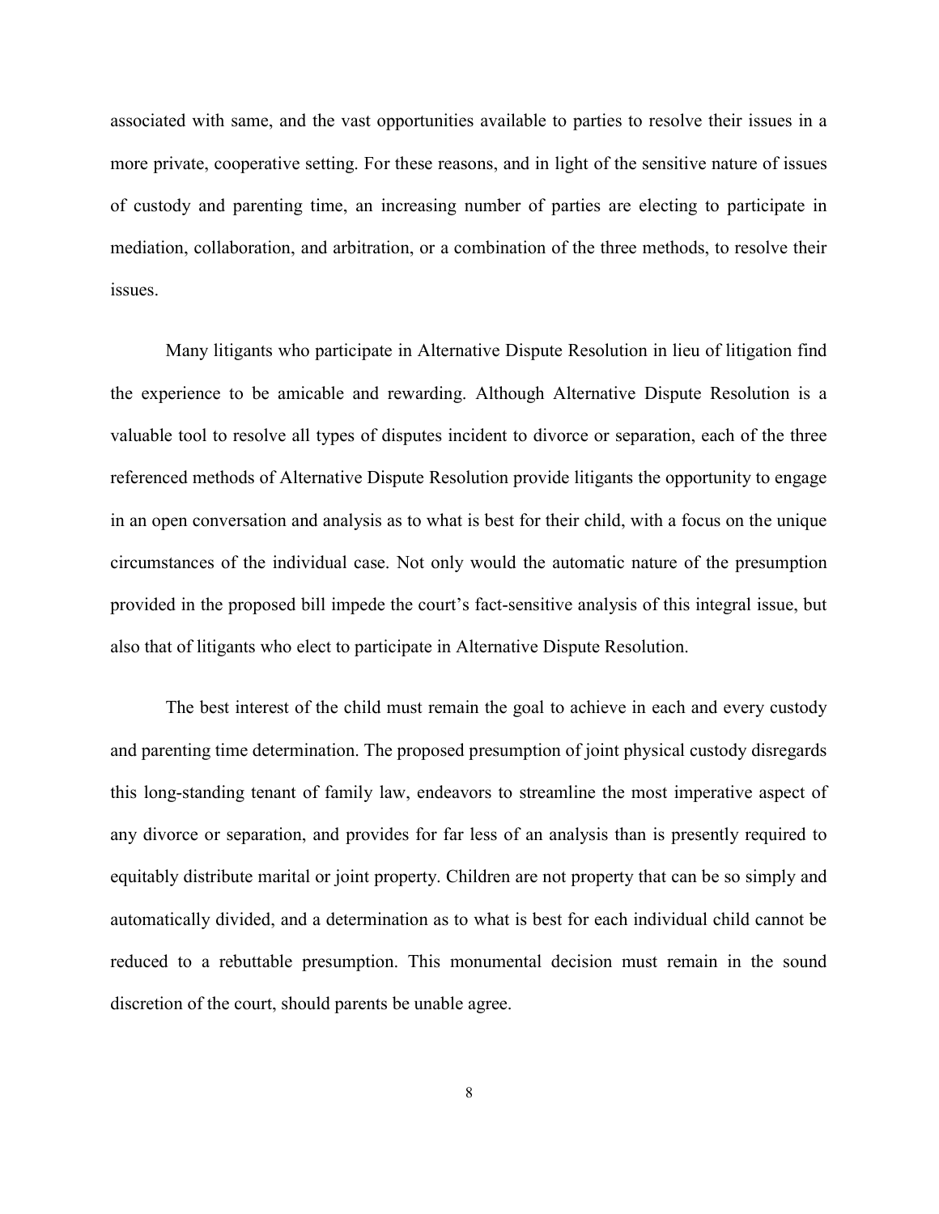associated with same, and the vast opportunities available to parties to resolve their issues in a more private, cooperative setting. For these reasons, and in light of the sensitive nature of issues of custody and parenting time, an increasing number of parties are electing to participate in mediation, collaboration, and arbitration, or a combination of the three methods, to resolve their issues.

Many litigants who participate in Alternative Dispute Resolution in lieu of litigation find the experience to be amicable and rewarding. Although Alternative Dispute Resolution is a valuable tool to resolve all types of disputes incident to divorce or separation, each of the three referenced methods of Alternative Dispute Resolution provide litigants the opportunity to engage in an open conversation and analysis as to what is best for their child, with a focus on the unique circumstances of the individual case. Not only would the automatic nature of the presumption provided in the proposed bill impede the court's fact-sensitive analysis of this integral issue, but also that of litigants who elect to participate in Alternative Dispute Resolution.

The best interest of the child must remain the goal to achieve in each and every custody and parenting time determination. The proposed presumption of joint physical custody disregards this long-standing tenant of family law, endeavors to streamline the most imperative aspect of any divorce or separation, and provides for far less of an analysis than is presently required to equitably distribute marital or joint property. Children are not property that can be so simply and automatically divided, and a determination as to what is best for each individual child cannot be reduced to a rebuttable presumption. This monumental decision must remain in the sound discretion of the court, should parents be unable agree.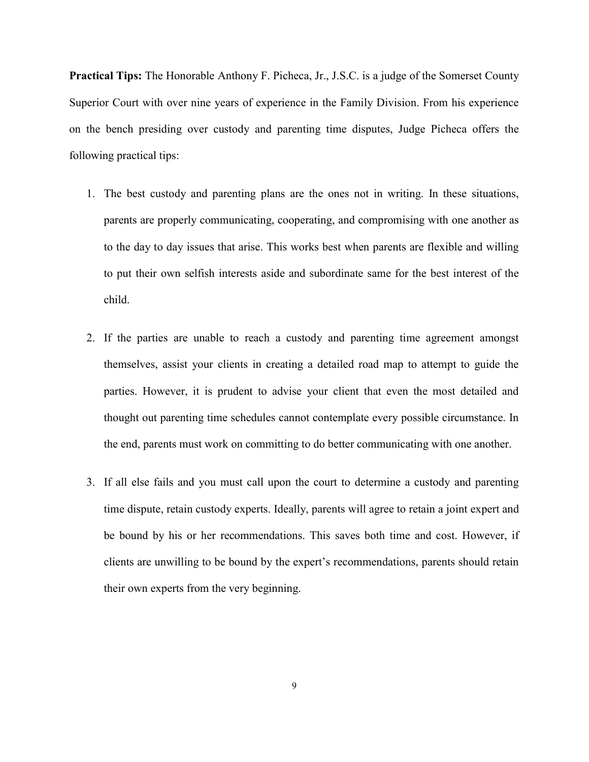**Practical Tips:** The Honorable Anthony F. Picheca, Jr., J.S.C. is a judge of the Somerset County Superior Court with over nine years of experience in the Family Division. From his experience on the bench presiding over custody and parenting time disputes, Judge Picheca offers the following practical tips:

1. The best custody and parenting plans are the ones not in writing. In these situations, parents are properly communicating, cooperating, and compromising with one another as to the day to day issues that arise. This works best when parents are flexible and willing to put their own selfish interests aside and subordinate same for the best interest of the child.

2. If the parties are unable to reach a custody and parenting time agreement amongst themselves, assist your clients in creating a detailed road map to attempt to guide the parties. However, it is prudent to advise your client that even the most detailed and thought out parenting time schedules cannot contemplate every possible circumstance. In the end, parents must work on committing to do better communicating with one another.

3. If all else fails and you must call upon the court to determine a custody and parenting time dispute, retain custody experts. Ideally, parents will agree to retain a joint expert and be bound by his or her recommendations. This saves both time and cost. However, if clients are unwilling to be bound by the expert's recommendations, parents should retain their own experts from the very beginning.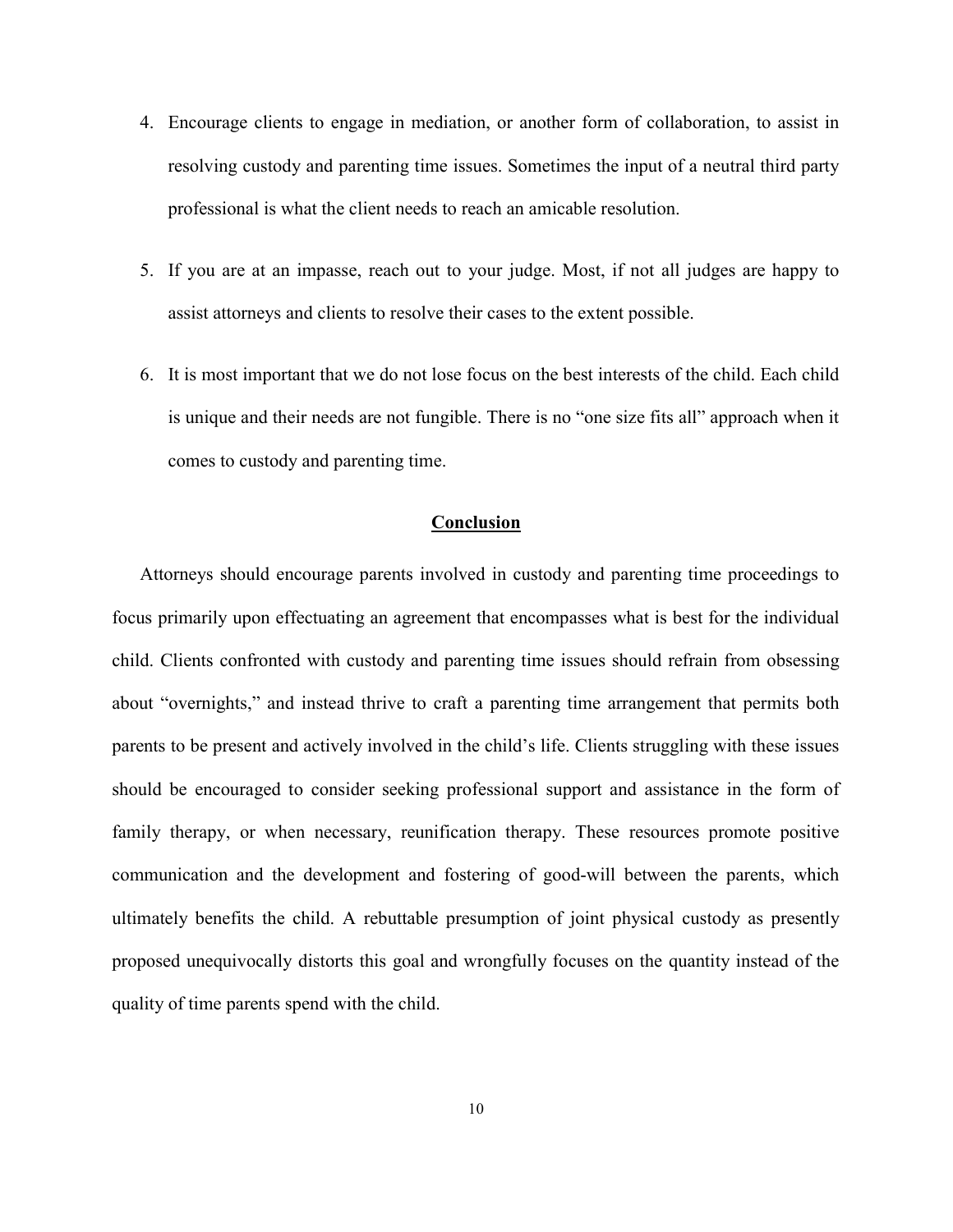4. Encourage clients to engage in mediation, or another form of collaboration, to assist in resolving custody and parenting time issues. Sometimes the input of a neutral third party professional is what the client needs to reach an amicable resolution.

5. If you are at an impasse, reach out to your judge. Most, if not all judges are happy to assist attorneys and clients to resolve their cases to the extent possible.

6. It is most important that we do not lose focus on the best interests of the child. Each child is unique and their needs are not fungible. There is no "one size fits all" approach when it comes to custody and parenting time.

## Conclusion

Attorneys should encourage parents involved in custody and parenting time proceedings to focus primarily upon effectuating an agreement that encompasses what is best for the individual child. Clients confronted with custody and parenting time issues should refrain from obsessing about "overnights," and instead thrive to craft a parenting time arrangement that permits both parents to be present and actively involved in the child's life. Clients struggling with these issues should be encouraged to consider seeking professional support and assistance in the form of family therapy, or when necessary, reunification therapy. These resources promote positive communication and the development and fostering of good-will between the parents, which ultimately benefits the child. A rebuttable presumption of joint physical custody as presently proposed unequivocally distorts this goal and wrongfully focuses on the quantity instead of the quality of time parents spend with the child.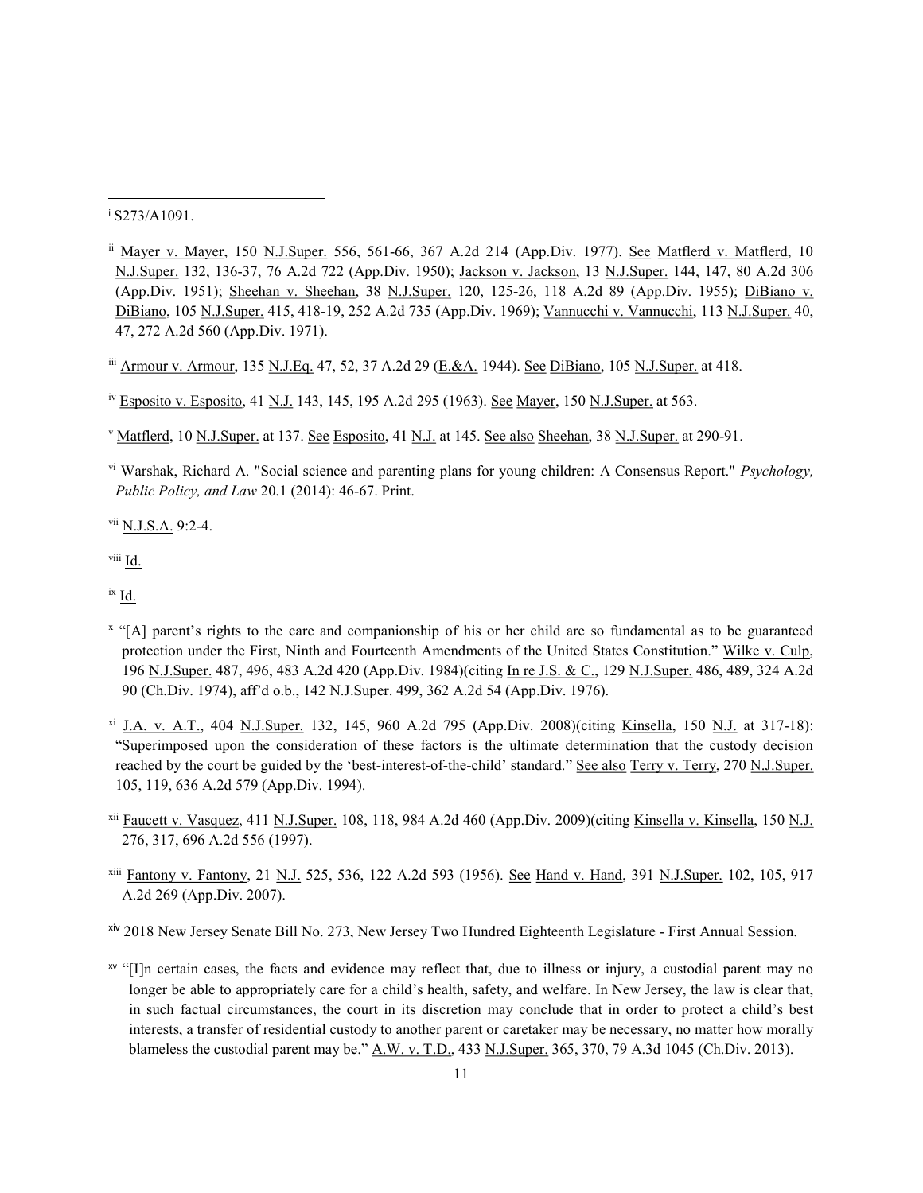[i] S273/A1091.

[ii] Mayer v. Mayer, 150 N.J.Super. 556, 561-66, 367 A.2d 214 (App.Div. 1977). See Matflerd v. Matflerd, 10 N.J.Super. 132, 136-37, 76 A.2d 722 (App.Div. 1950); Jackson v. Jackson, 13 N.J.Super. 144, 147, 80 A.2d 306 (App.Div. 1951); Sheehan v. Sheehan, 38 N.J.Super. 120, 125-26, 118 A.2d 89 (App.Div. 1955); DiBiano v. DiBiano, 105 N.J.Super. 415, 418-19, 252 A.2d 735 (App.Div. 1969); Vannucchi v. Vannucchi, 113 N.J.Super. 40, 47, 272 A.2d 560 (App.Div. 1971).

[iii] Armour v. Armour, 135 N.J.Eq. 47, 52, 37 A.2d 29 (E.&A. 1944). See DiBiano, 105 N.J.Super. at 418.

[iv] Esposito v. Esposito, 41 N.J. 143, 145, 195 A.2d 295 (1963). See Mayer, 150 N.J.Super. at 563.

[v] Matflerd, 10 N.J.Super. at 137. See Esposito, 41 N.J. at 145. See also Sheehan, 38 N.J.Super. at 290-91.

[vi] Warshak, Richard A. "Social science and parenting plans for young children: A Consensus Report." *Psychology, Public Policy, and Law* 20.1 (2014): 46-67. Print.

[vii] N.J.S.A. 9:2-4.

[viii] Id.

[ix] Id.

[x] "[A] parent's rights to the care and companionship of his or her child are so fundamental as to be guaranteed protection under the First, Ninth and Fourteenth Amendments of the United States Constitution." Wilke v. Culp, 196 N.J.Super. 487, 496, 483 A.2d 420 (App.Div. 1984)(citing In re J.S. & C., 129 N.J.Super. 486, 489, 324 A.2d 90 (Ch.Div. 1974), aff'd o.b., 142 N.J.Super. 499, 362 A.2d 54 (App.Div. 1976).

[xi] J.A. v. A.T., 404 N.J.Super. 132, 145, 960 A.2d 795 (App.Div. 2008)(citing Kinsella, 150 N.J. at 317-18): "Superimposed upon the consideration of these factors is the ultimate determination that the custody decision reached by the court be guided by the 'best-interest-of-the-child' standard." See also Terry v. Terry, 270 N.J.Super. 105, 119, 636 A.2d 579 (App.Div. 1994).

[xii] Faucett v. Vasquez, 411 N.J.Super. 108, 118, 984 A.2d 460 (App.Div. 2009)(citing Kinsella v. Kinsella, 150 N.J. 276, 317, 696 A.2d 556 (1997).

[xiii] Fantony v. Fantony, 21 N.J. 525, 536, 122 A.2d 593 (1956). See Hand v. Hand, 391 N.J.Super. 102, 105, 917 A.2d 269 (App.Div. 2007).

[xiv] 2018 New Jersey Senate Bill No. 273, New Jersey Two Hundred Eighteenth Legislature - First Annual Session.

[xv] "[I]n certain cases, the facts and evidence may reflect that, due to illness or injury, a custodial parent may no longer be able to appropriately care for a child's health, safety, and welfare. In New Jersey, the law is clear that, in such factual circumstances, the court in its discretion may conclude that in order to protect a child's best interests, a transfer of residential custody to another parent or caretaker may be necessary, no matter how morally blameless the custodial parent may be." A.W. v. T.D., 433 N.J.Super. 365, 370, 79 A.3d 1045 (Ch.Div. 2013).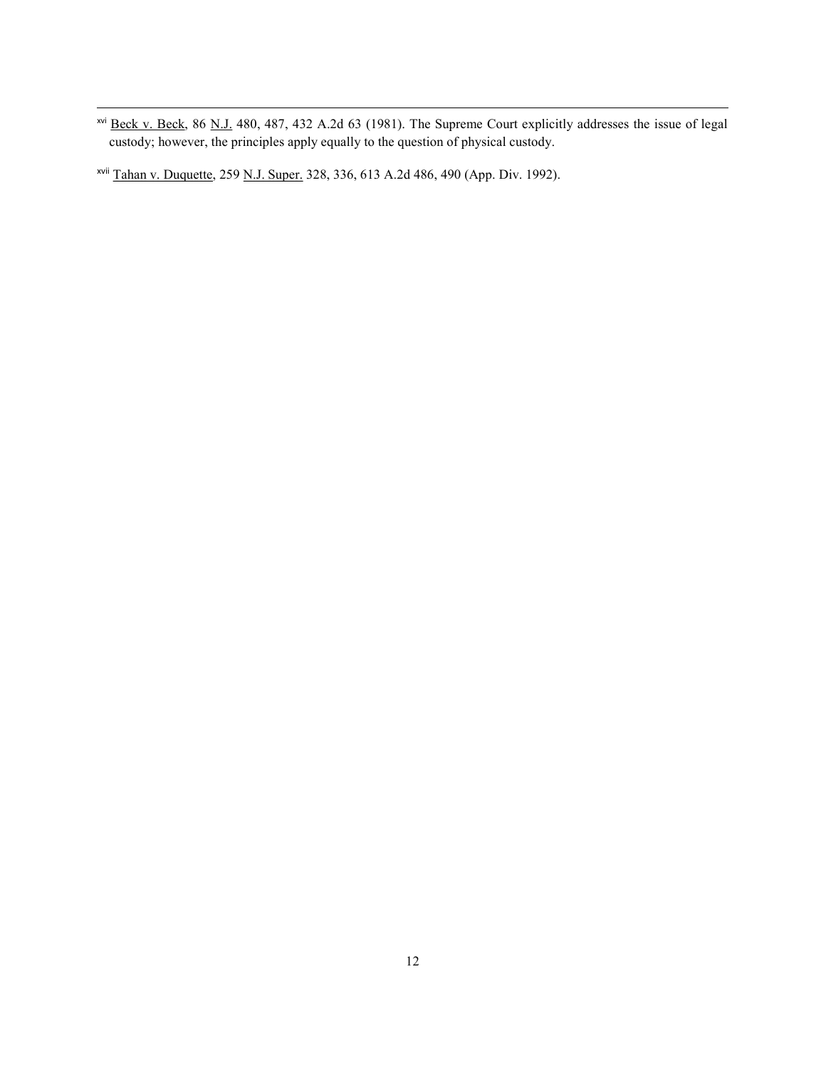[xvi] Beck v. Beck, 86 N.J. 480, 487, 432 A.2d 63 (1981). The Supreme Court explicitly addresses the issue of legal custody; however, the principles apply equally to the question of physical custody.

[xvii] Tahan v. Duquette, 259 N.J. Super. 328, 336, 613 A.2d 486, 490 (App. Div. 1992).